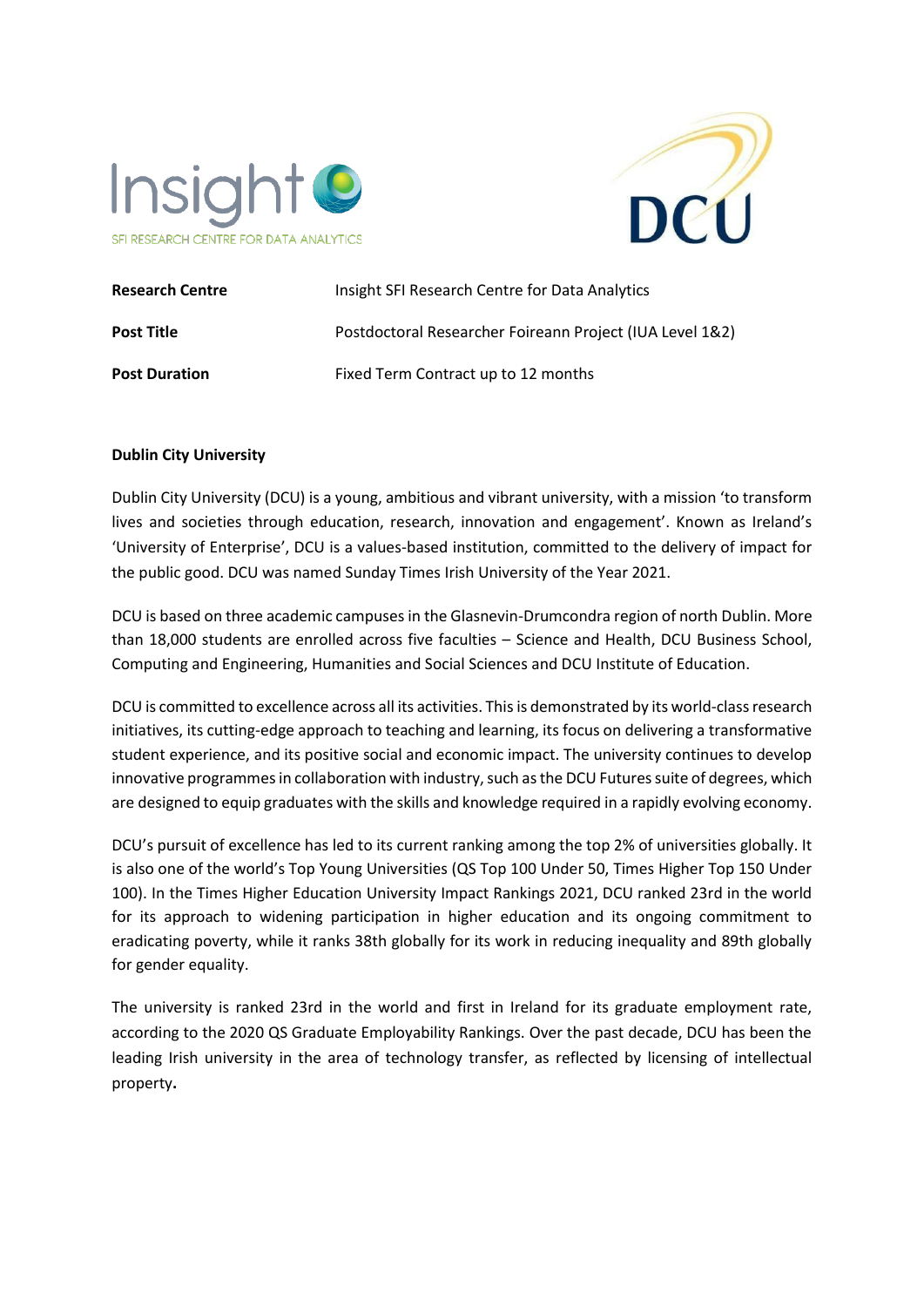| | |
|---|---|
| **Research Centre** | Insight SFI Research Centre for Data Analytics |
| **Post Title** | Postdoctoral Researcher Foireann Project (IUA Level 1&2) |
| **Post Duration** | Fixed Term Contract up to 12 months |

**Dublin City University**

Dublin City University (DCU) is a young, ambitious and vibrant university, with a mission 'to transform lives and societies through education, research, innovation and engagement'. Known as Ireland's 'University of Enterprise', DCU is a values-based institution, committed to the delivery of impact for the public good. DCU was named Sunday Times Irish University of the Year 2021.

DCU is based on three academic campuses in the Glasnevin-Drumcondra region of north Dublin. More than 18,000 students are enrolled across five faculties – Science and Health, DCU Business School, Computing and Engineering, Humanities and Social Sciences and DCU Institute of Education.

DCU is committed to excellence across all its activities. This is demonstrated by its world-class research initiatives, its cutting-edge approach to teaching and learning, its focus on delivering a transformative student experience, and its positive social and economic impact. The university continues to develop innovative programmes in collaboration with industry, such as the DCU Futures suite of degrees, which are designed to equip graduates with the skills and knowledge required in a rapidly evolving economy.

DCU's pursuit of excellence has led to its current ranking among the top 2% of universities globally. It is also one of the world's Top Young Universities (QS Top 100 Under 50, Times Higher Top 150 Under 100). In the Times Higher Education University Impact Rankings 2021, DCU ranked 23rd in the world for its approach to widening participation in higher education and its ongoing commitment to eradicating poverty, while it ranks 38th globally for its work in reducing inequality and 89th globally for gender equality.

The university is ranked 23rd in the world and first in Ireland for its graduate employment rate, according to the 2020 QS Graduate Employability Rankings. Over the past decade, DCU has been the leading Irish university in the area of technology transfer, as reflected by licensing of intellectual property.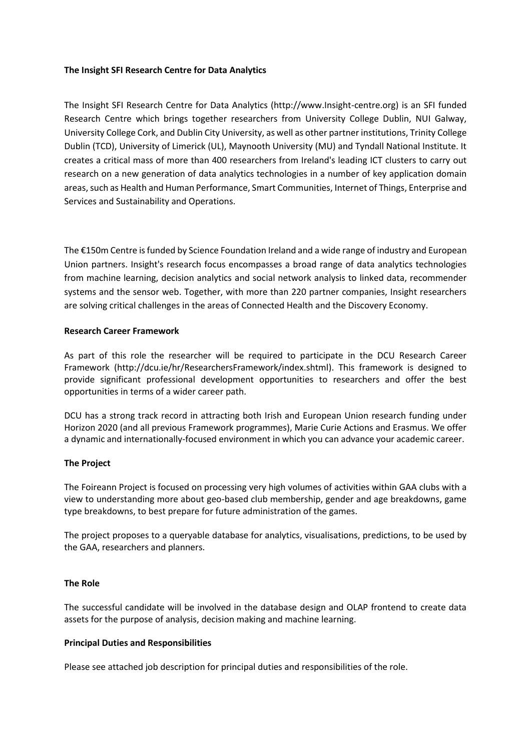**The Insight SFI Research Centre for Data Analytics**

The Insight SFI Research Centre for Data Analytics (http://www.Insight-centre.org) is an SFI funded Research Centre which brings together researchers from University College Dublin, NUI Galway, University College Cork, and Dublin City University, as well as other partner institutions, Trinity College Dublin (TCD), University of Limerick (UL), Maynooth University (MU) and Tyndall National Institute. It creates a critical mass of more than 400 researchers from Ireland's leading ICT clusters to carry out research on a new generation of data analytics technologies in a number of key application domain areas, such as Health and Human Performance, Smart Communities, Internet of Things, Enterprise and Services and Sustainability and Operations.

The €150m Centre is funded by Science Foundation Ireland and a wide range of industry and European Union partners. Insight's research focus encompasses a broad range of data analytics technologies from machine learning, decision analytics and social network analysis to linked data, recommender systems and the sensor web. Together, with more than 220 partner companies, Insight researchers are solving critical challenges in the areas of Connected Health and the Discovery Economy.

**Research Career Framework**

As part of this role the researcher will be required to participate in the DCU Research Career Framework (http://dcu.ie/hr/ResearchersFramework/index.shtml). This framework is designed to provide significant professional development opportunities to researchers and offer the best opportunities in terms of a wider career path.

DCU has a strong track record in attracting both Irish and European Union research funding under Horizon 2020 (and all previous Framework programmes), Marie Curie Actions and Erasmus. We offer a dynamic and internationally-focused environment in which you can advance your academic career.

**The Project**

The Foireann Project is focused on processing very high volumes of activities within GAA clubs with a view to understanding more about geo-based club membership, gender and age breakdowns, game type breakdowns, to best prepare for future administration of the games.

The project proposes to a queryable database for analytics, visualisations, predictions, to be used by the GAA, researchers and planners.

**The Role**

The successful candidate will be involved in the database design and OLAP frontend to create data assets for the purpose of analysis, decision making and machine learning.

**Principal Duties and Responsibilities**

Please see attached job description for principal duties and responsibilities of the role.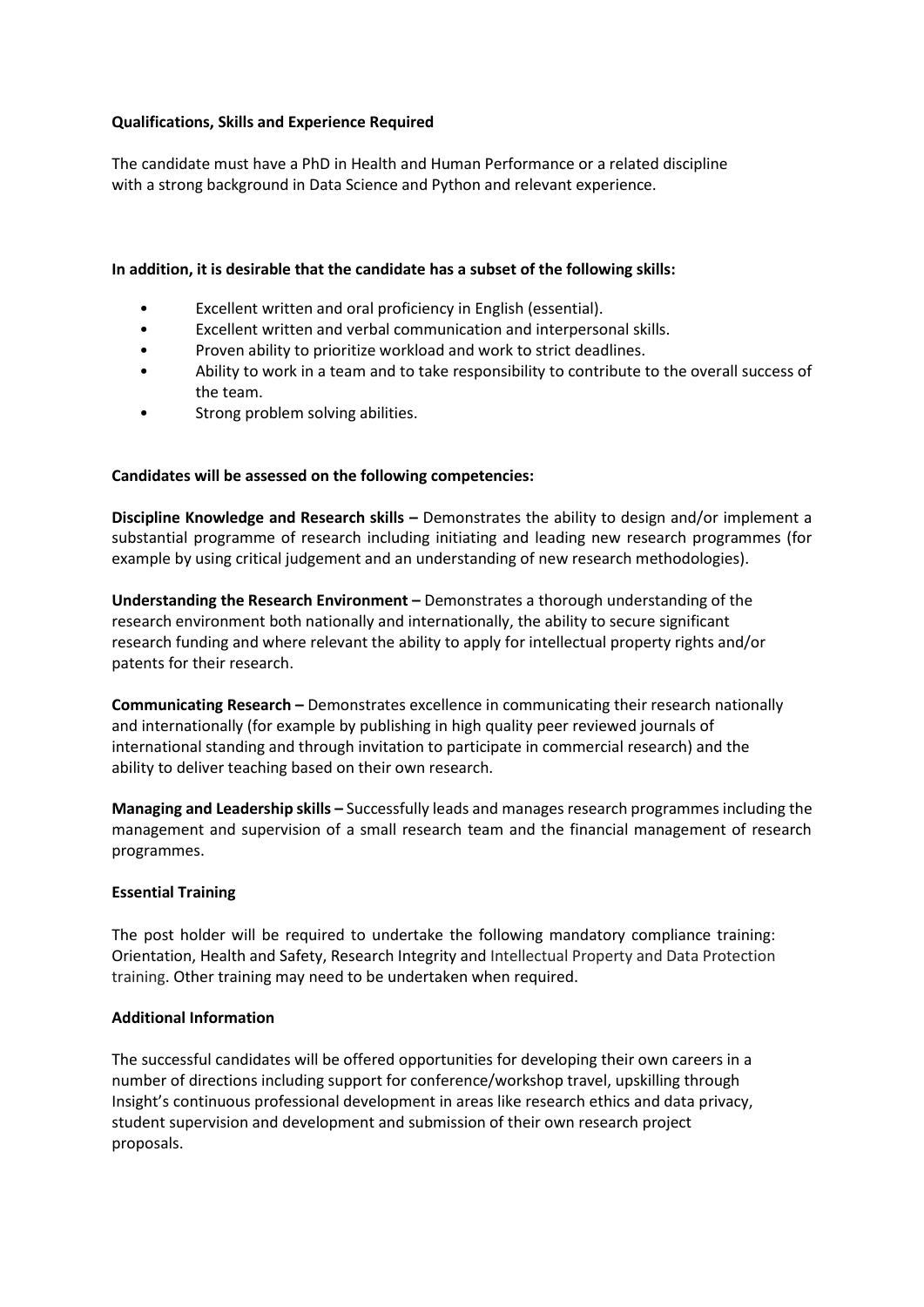**Qualifications, Skills and Experience Required**

The candidate must have a PhD in Health and Human Performance or a related discipline with a strong background in Data Science and Python and relevant experience.

**In addition, it is desirable that the candidate has a subset of the following skills:**

- Excellent written and oral proficiency in English (essential).
- Excellent written and verbal communication and interpersonal skills.
- Proven ability to prioritize workload and work to strict deadlines.
- Ability to work in a team and to take responsibility to contribute to the overall success of the team.
- Strong problem solving abilities.

**Candidates will be assessed on the following competencies:**

**Discipline Knowledge and Research skills –** Demonstrates the ability to design and/or implement a substantial programme of research including initiating and leading new research programmes (for example by using critical judgement and an understanding of new research methodologies).

**Understanding the Research Environment –** Demonstrates a thorough understanding of the research environment both nationally and internationally, the ability to secure significant research funding and where relevant the ability to apply for intellectual property rights and/or patents for their research.

**Communicating Research –** Demonstrates excellence in communicating their research nationally and internationally (for example by publishing in high quality peer reviewed journals of international standing and through invitation to participate in commercial research) and the ability to deliver teaching based on their own research.

**Managing and Leadership skills –** Successfully leads and manages research programmes including the management and supervision of a small research team and the financial management of research programmes.

**Essential Training**

The post holder will be required to undertake the following mandatory compliance training: Orientation, Health and Safety, Research Integrity and Intellectual Property and Data Protection training. Other training may need to be undertaken when required.

**Additional Information**

The successful candidates will be offered opportunities for developing their own careers in a number of directions including support for conference/workshop travel, upskilling through Insight's continuous professional development in areas like research ethics and data privacy, student supervision and development and submission of their own research project proposals.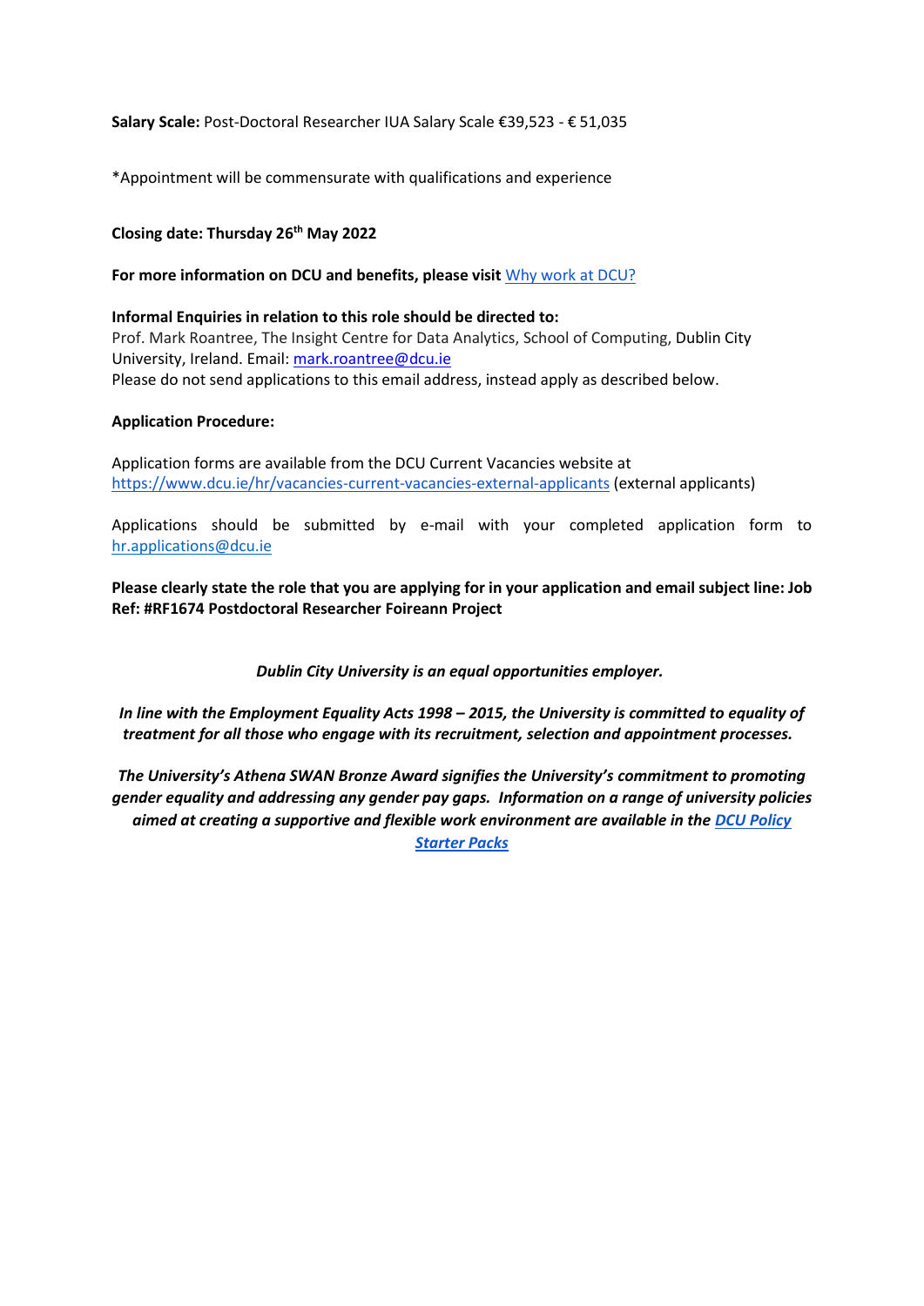**Salary Scale:** Post-Doctoral Researcher IUA Salary Scale €39,523 - € 51,035

*Appointment will be commensurate with qualifications and experience

**Closing date: Thursday 26th May 2022**

**For more information on DCU and benefits, please visit** [Why work at DCU?]()

**Informal Enquiries in relation to this role should be directed to:**
Prof. Mark Roantree, The Insight Centre for Data Analytics, School of Computing, Dublin City University, Ireland. Email: [mark.roantree@dcu.ie](mailto:mark.roantree@dcu.ie)
Please do not send applications to this email address, instead apply as described below.

**Application Procedure:**

Application forms are available from the DCU Current Vacancies website at [https://www.dcu.ie/hr/vacancies-current-vacancies-external-applicants](https://www.dcu.ie/hr/vacancies-current-vacancies-external-applicants) (external applicants)

Applications should be submitted by e-mail with your completed application form to [hr.applications@dcu.ie](mailto:hr.applications@dcu.ie)

**Please clearly state the role that you are applying for in your application and email subject line: Job Ref: #RF1674 Postdoctoral Researcher Foireann Project**

***Dublin City University is an equal opportunities employer.***

***In line with the Employment Equality Acts 1998 – 2015, the University is committed to equality of treatment for all those who engage with its recruitment, selection and appointment processes.***

***The University's Athena SWAN Bronze Award signifies the University's commitment to promoting gender equality and addressing any gender pay gaps. Information on a range of university policies aimed at creating a supportive and flexible work environment are available in the [DCU Policy Starter Packs]()***